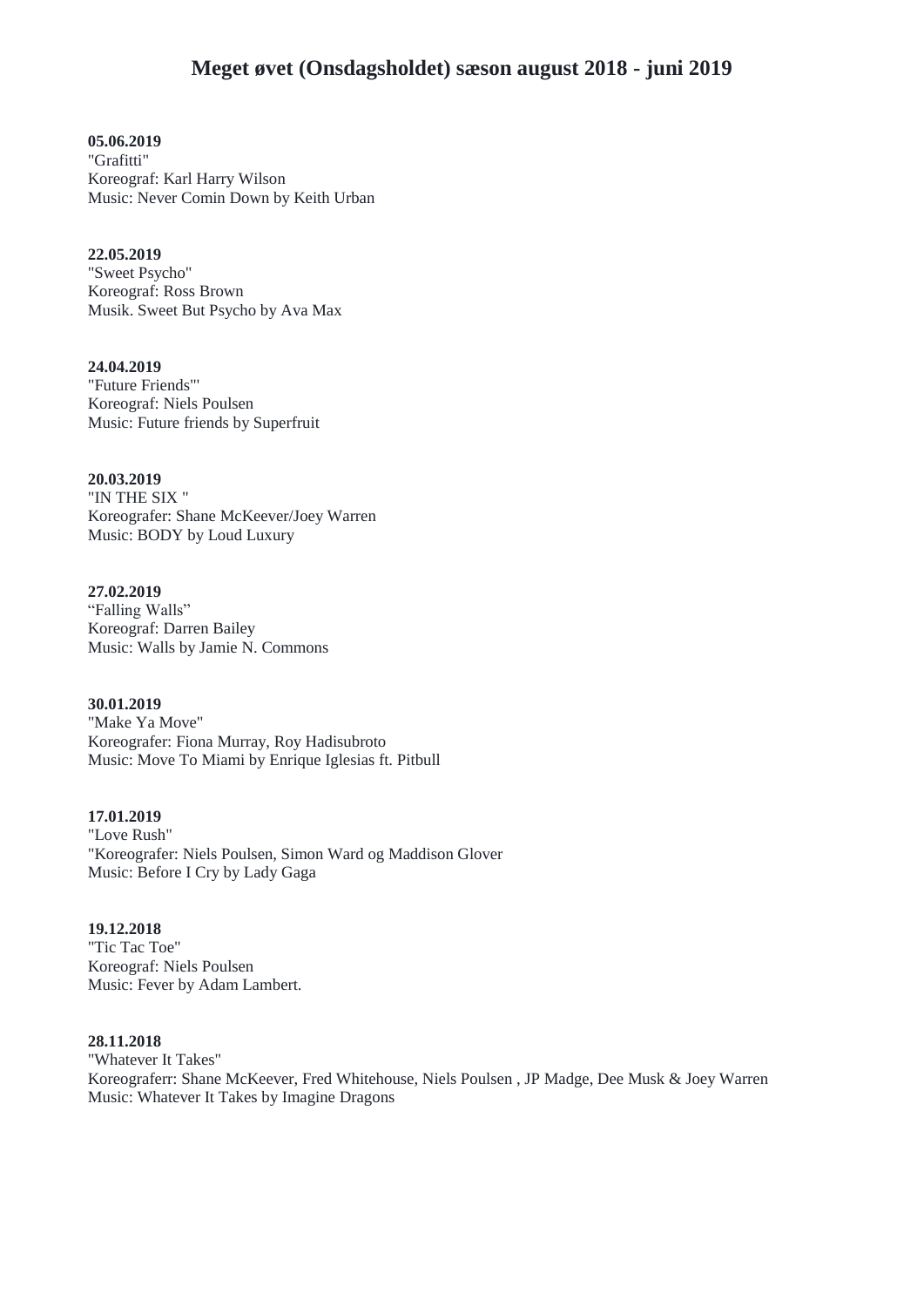# Meget øvet (Onsdagsholdet) sæson august 2018 - juni 2019

**05.06.2019**
"Grafitti"
Koreograf: Karl Harry Wilson
Music: Never Comin Down by Keith Urban

**22.05.2019**
"Sweet Psycho"
Koreograf: Ross Brown
Musik. Sweet But Psycho by Ava Max

**24.04.2019**
"Future Friends"'
Koreograf: Niels Poulsen
Music: Future friends by Superfruit

**20.03.2019**
"IN THE SIX "
Koreografer: Shane McKeever/Joey Warren
Music: BODY by Loud Luxury

**27.02.2019**
"Falling Walls"
Koreograf: Darren Bailey
Music: Walls by Jamie N. Commons

**30.01.2019**
"Make Ya Move"
Koreografer: Fiona Murray, Roy Hadisubroto
Music: Move To Miami by Enrique Iglesias ft. Pitbull

**17.01.2019**
"Love Rush"
"Koreografer: Niels Poulsen, Simon Ward og Maddison Glover
Music: Before I Cry by Lady Gaga

**19.12.2018**
"Tic Tac Toe"
Koreograf: Niels Poulsen
Music: Fever by Adam Lambert.

**28.11.2018**
"Whatever It Takes"
Koreograferr: Shane McKeever, Fred Whitehouse, Niels Poulsen , JP Madge, Dee Musk & Joey Warren
Music: Whatever It Takes by Imagine Dragons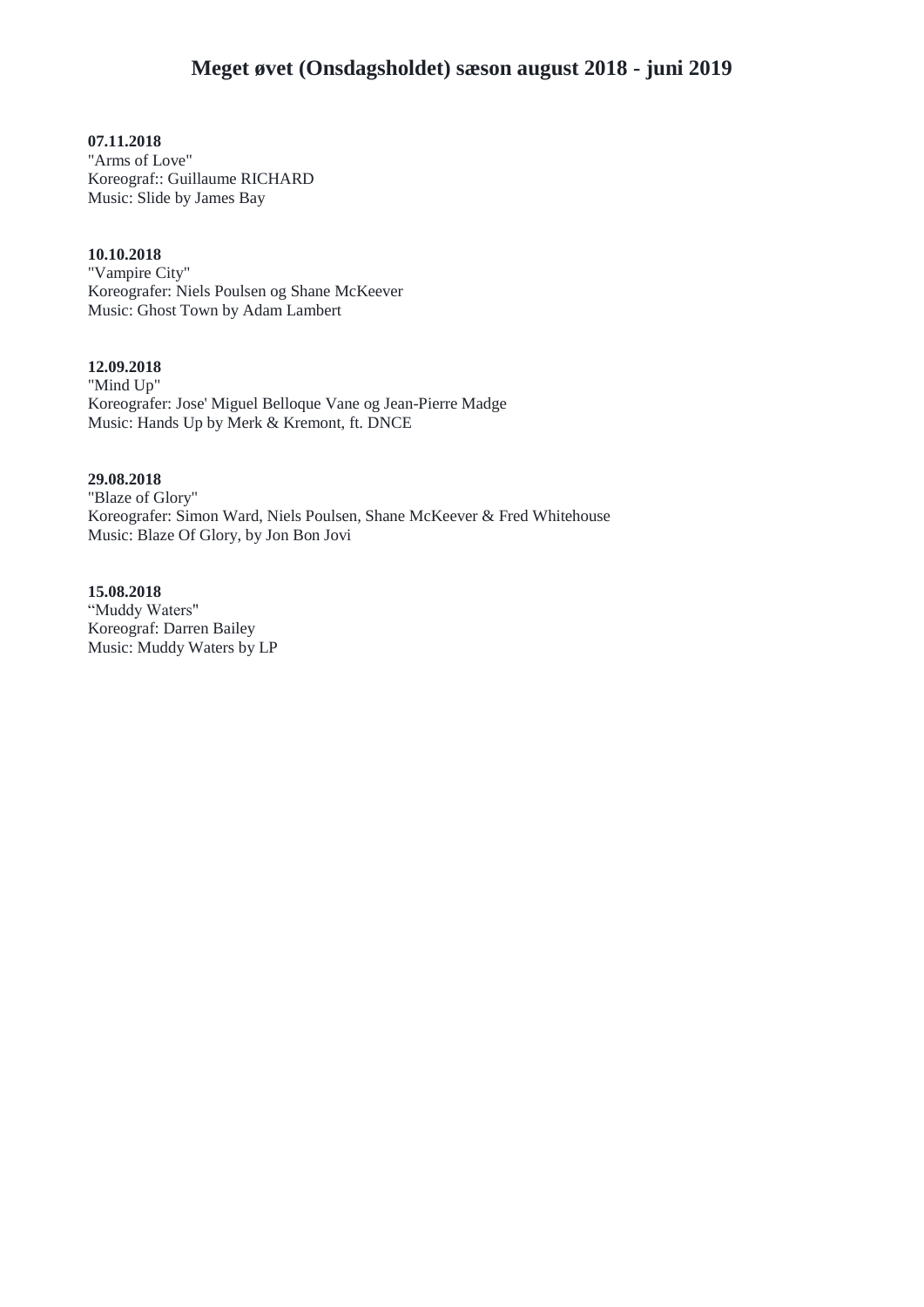# Meget øvet (Onsdagsholdet) sæson august 2018 - juni 2019

**07.11.2018**
"Arms of Love"
Koreograf:: Guillaume RICHARD
Music: Slide by James Bay

**10.10.2018**
"Vampire City"
Koreografer: Niels Poulsen og Shane McKeever
Music: Ghost Town by Adam Lambert

**12.09.2018**
"Mind Up"
Koreografer: Jose' Miguel Belloque Vane og Jean-Pierre Madge
Music: Hands Up by Merk & Kremont, ft. DNCE

**29.08.2018**
"Blaze of Glory"
Koreografer: Simon Ward, Niels Poulsen, Shane McKeever & Fred Whitehouse
Music: Blaze Of Glory, by Jon Bon Jovi

**15.08.2018**
"Muddy Waters"
Koreograf: Darren Bailey
Music: Muddy Waters by LP